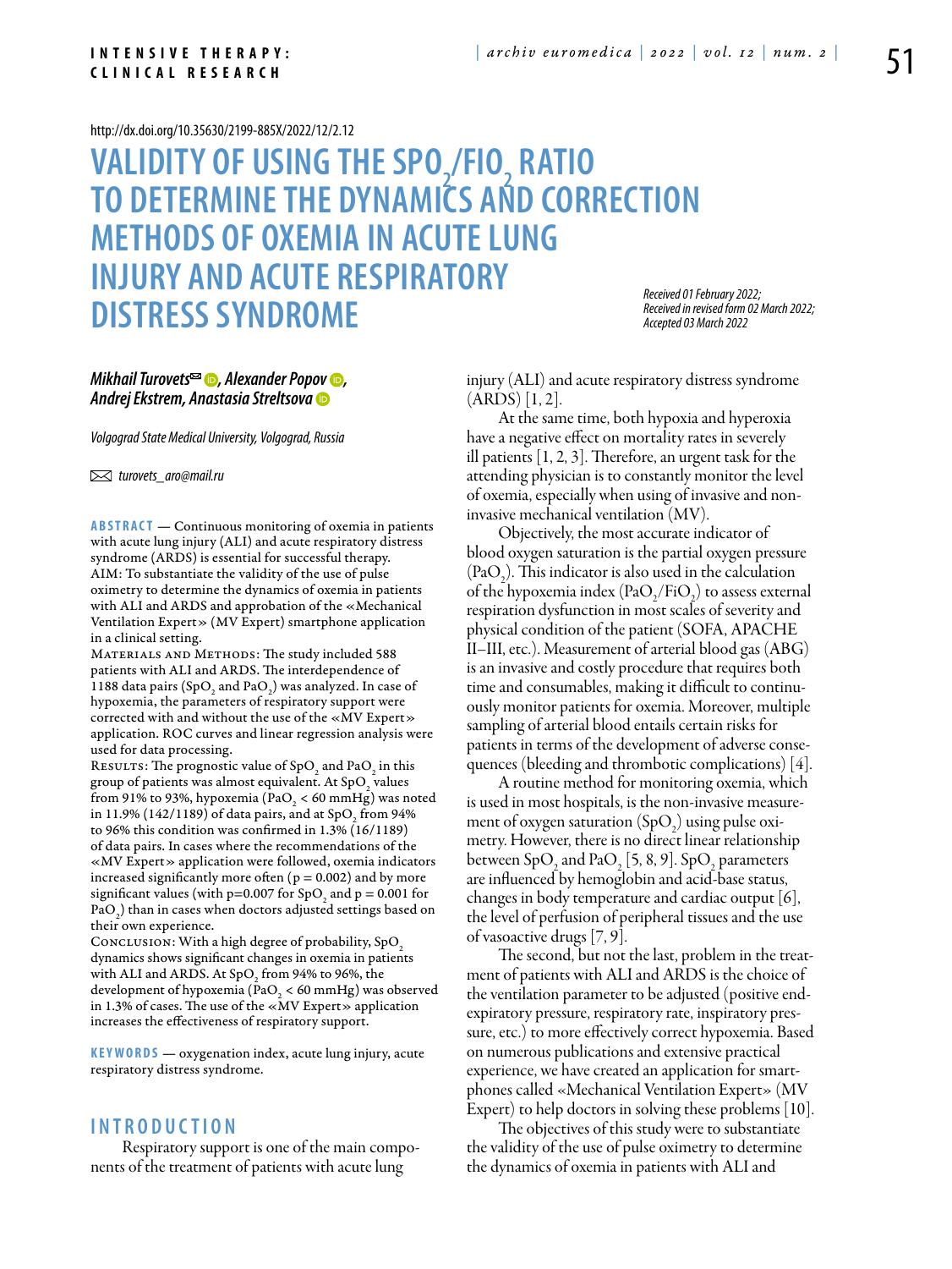http://dx.doi.org/10.35630/2199-885X/2022/12/2.12

# VALIDITY OF USING THE $SPO_2/FIO_2$ RATIO TO DETERMINE THE DYNAMICS AND CORRECTION METHODS OF OXEMIA IN ACUTE LUNG INJURY AND ACUTE RESPIRATORY DISTRESS SYNDROME

*Received 01 February 2022; Received in revised form 02 March 2022; Accepted 03 March 2022*

***Mikhail Turovets, Alexander Popov, Andrej Ekstrem, Anastasia Streltsova***

*Volgograd State Medical University, Volgograd, Russia*

*turovets_aro@mail.ru*

**ABSTRACT** — Continuous monitoring of oxemia in patients with acute lung injury (ALI) and acute respiratory distress syndrome (ARDS) is essential for successful therapy.
AIM: To substantiate the validity of the use of pulse oximetry to determine the dynamics of oxemia in patients with ALI and ARDS and approbation of the «Mechanical Ventilation Expert» (MV Expert) smartphone application in a clinical setting.
MATERIALS AND METHODS: The study included 588 patients with ALI and ARDS. The interdependence of 1188 data pairs ($SpO_2$ and $PaO_2$) was analyzed. In case of hypoxemia, the parameters of respiratory support were corrected with and without the use of the «MV Expert» application. ROC curves and linear regression analysis were used for data processing.
RESULTS: The prognostic value of $SpO_2$ and $PaO_2$ in this group of patients was almost equivalent. At $SpO_2$ values from 91% to 93%, hypoxemia ($PaO_2$ < 60 mmHg) was noted in 11.9% (142/1189) of data pairs, and at $SpO_2$ from 94% to 96% this condition was confirmed in 1.3% (16/1189) of data pairs. In cases where the recommendations of the «MV Expert» application were followed, oxemia indicators increased significantly more often ($p = 0.002$) and by more significant values (with $p=0.007$ for $SpO_2$ and $p = 0.001$ for $PaO_2$) than in cases when doctors adjusted settings based on their own experience.
CONCLUSION: With a high degree of probability, $SpO_2$ dynamics shows significant changes in oxemia in patients with ALI and ARDS. At $SpO_2$ from 94% to 96%, the development of hypoxemia ($PaO_2$ < 60 mmHg) was observed in 1.3% of cases. The use of the «MV Expert» application increases the effectiveness of respiratory support.

**KEYWORDS** — oxygenation index, acute lung injury, acute respiratory distress syndrome.

## INTRODUCTION

Respiratory support is one of the main components of the treatment of patients with acute lung injury (ALI) and acute respiratory distress syndrome (ARDS) [1, 2].

At the same time, both hypoxia and hyperoxia have a negative effect on mortality rates in severely ill patients [1, 2, 3]. Therefore, an urgent task for the attending physician is to constantly monitor the level of oxemia, especially when using of invasive and non-invasive mechanical ventilation (MV).

Objectively, the most accurate indicator of blood oxygen saturation is the partial oxygen pressure ($PaO_2$). This indicator is also used in the calculation of the hypoxemia index ($PaO_2/FiO_2$) to assess external respiration dysfunction in most scales of severity and physical condition of the patient (SOFA, APACHE II–III, etc.). Measurement of arterial blood gas (ABG) is an invasive and costly procedure that requires both time and consumables, making it difficult to continuously monitor patients for oxemia. Moreover, multiple sampling of arterial blood entails certain risks for patients in terms of the development of adverse consequences (bleeding and thrombotic complications) [4].

A routine method for monitoring oxemia, which is used in most hospitals, is the non-invasive measurement of oxygen saturation ($SpO_2$) using pulse oximetry. However, there is no direct linear relationship between $SpO_2$ and $PaO_2$ [5, 8, 9]. $SpO_2$ parameters are influenced by hemoglobin and acid-base status, changes in body temperature and cardiac output [6], the level of perfusion of peripheral tissues and the use of vasoactive drugs [7, 9].

The second, but not the last, problem in the treatment of patients with ALI and ARDS is the choice of the ventilation parameter to be adjusted (positive end-expiratory pressure, respiratory rate, inspiratory pressure, etc.) to more effectively correct hypoxemia. Based on numerous publications and extensive practical experience, we have created an application for smartphones called «Mechanical Ventilation Expert» (MV Expert) to help doctors in solving these problems [10].

The objectives of this study were to substantiate the validity of the use of pulse oximetry to determine the dynamics of oxemia in patients with ALI and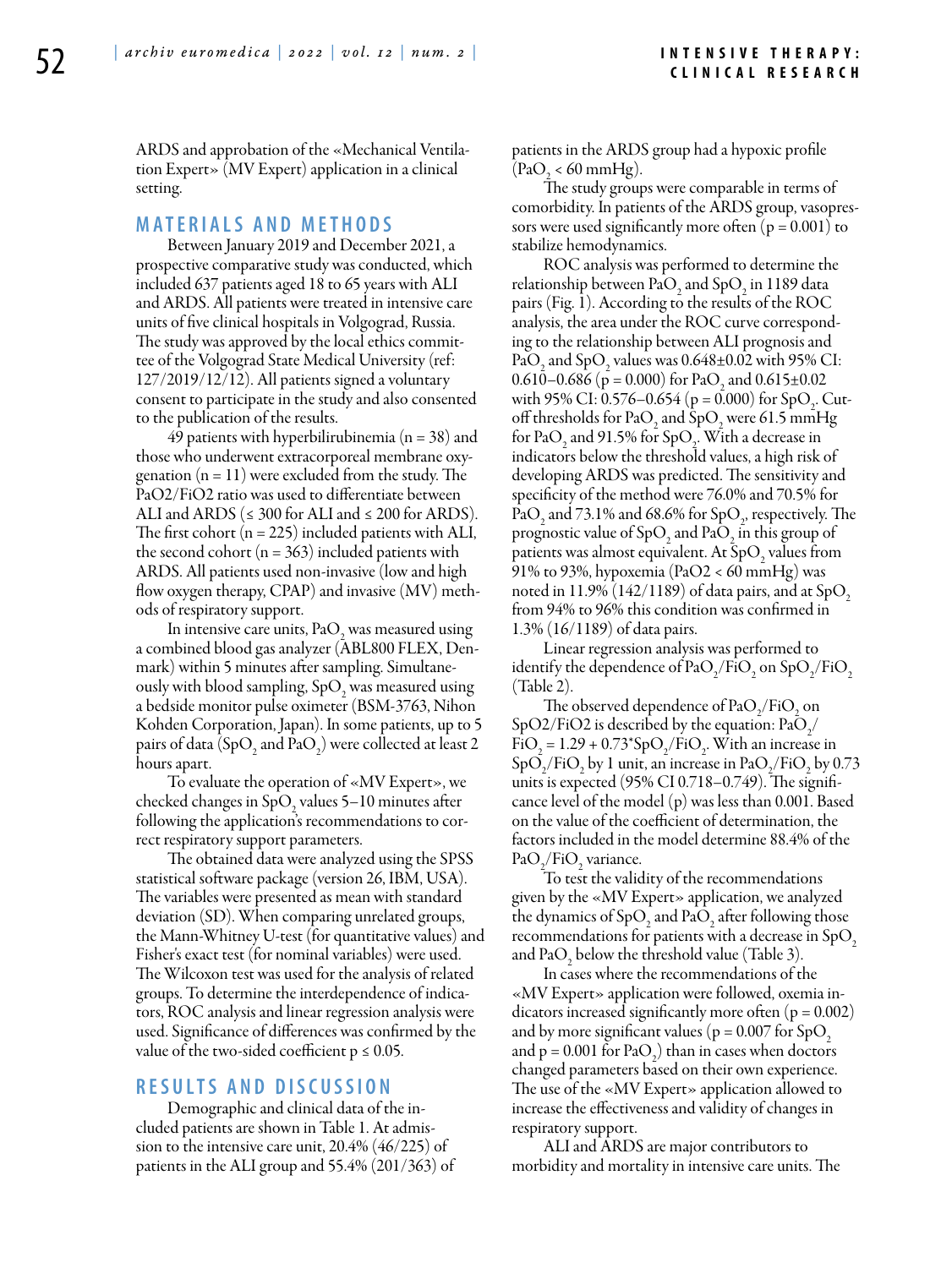ARDS and approbation of the «Mechanical Ventilation Expert» (MV Expert) application in a clinical setting.

## MATERIALS AND METHODS

Between January 2019 and December 2021, a prospective comparative study was conducted, which included 637 patients aged 18 to 65 years with ALI and ARDS. All patients were treated in intensive care units of five clinical hospitals in Volgograd, Russia. The study was approved by the local ethics committee of the Volgograd State Medical University (ref: 127/2019/12/12). All patients signed a voluntary consent to participate in the study and also consented to the publication of the results.

49 patients with hyperbilirubinemia (n = 38) and those who underwent extracorporeal membrane oxygenation (n = 11) were excluded from the study. The PaO2/FiO2 ratio was used to differentiate between ALI and ARDS (≤ 300 for ALI and ≤ 200 for ARDS). The first cohort (n = 225) included patients with ALI, the second cohort (n = 363) included patients with ARDS. All patients used non-invasive (low and high flow oxygen therapy, CPAP) and invasive (MV) methods of respiratory support.

In intensive care units, $PaO_2$ was measured using a combined blood gas analyzer (ABL800 FLEX, Denmark) within 5 minutes after sampling. Simultaneously with blood sampling, $SpO_2$ was measured using a bedside monitor pulse oximeter (BSM-3763, Nihon Kohden Corporation, Japan). In some patients, up to 5 pairs of data ($SpO_2$ and $PaO_2$) were collected at least 2 hours apart.

To evaluate the operation of «MV Expert», we checked changes in $SpO_2$ values 5–10 minutes after following the application's recommendations to correct respiratory support parameters.

The obtained data were analyzed using the SPSS statistical software package (version 26, IBM, USA). The variables were presented as mean with standard deviation (SD). When comparing unrelated groups, the Mann-Whitney U-test (for quantitative values) and Fisher's exact test (for nominal variables) were used. The Wilcoxon test was used for the analysis of related groups. To determine the interdependence of indicators, ROC analysis and linear regression analysis were used. Significance of differences was confirmed by the value of the two-sided coefficient $p \leq 0.05$.

## RESULTS AND DISCUSSION

Demographic and clinical data of the included patients are shown in Table 1. At admission to the intensive care unit, 20.4% (46/225) of patients in the ALI group and 55.4% (201/363) of patients in the ARDS group had a hypoxic profile ($PaO_2$ < 60 mmHg).

The study groups were comparable in terms of comorbidity. In patients of the ARDS group, vasopressors were used significantly more often (p = 0.001) to stabilize hemodynamics.

ROC analysis was performed to determine the relationship between $PaO_2$ and $SpO_2$ in 1189 data pairs (Fig. 1). According to the results of the ROC analysis, the area under the ROC curve corresponding to the relationship between ALI prognosis and $PaO_2$ and $SpO_2$ values was 0.648±0.02 with 95% CI: 0.610–0.686 (p = 0.000) for $PaO_2$ and 0.615±0.02 with 95% CI: 0.576–0.654 (p = 0.000) for $SpO_2$. Cut-off thresholds for $PaO_2$ and $SpO_2$ were 61.5 mmHg for $PaO_2$ and 91.5% for $SpO_2$. With a decrease in indicators below the threshold values, a high risk of developing ARDS was predicted. The sensitivity and specificity of the method were 76.0% and 70.5% for $PaO_2$ and 73.1% and 68.6% for $SpO_2$, respectively. The prognostic value of $SpO_2$ and $PaO_2$ in this group of patients was almost equivalent. At $SpO_2$ values from 91% to 93%, hypoxemia (PaO2 < 60 mmHg) was noted in 11.9% (142/1189) of data pairs, and at $SpO_2$ from 94% to 96% this condition was confirmed in 1.3% (16/1189) of data pairs.

Linear regression analysis was performed to identify the dependence of $PaO_2/FiO_2$ on $SpO_2/FiO_2$ (Table 2).

The observed dependence of $PaO_2/FiO_2$ on SpO2/FiO2 is described by the equation: $PaO_2/FiO_2 = 1.29 + 0.73*SpO_2/FiO_2$. With an increase in $SpO_2/FiO_2$ by 1 unit, an increase in $PaO_2/FiO_2$ by 0.73 units is expected (95% CI 0.718–0.749). The significance level of the model (p) was less than 0.001. Based on the value of the coefficient of determination, the factors included in the model determine 88.4% of the $PaO_2/FiO_2$ variance.

To test the validity of the recommendations given by the «MV Expert» application, we analyzed the dynamics of $SpO_2$ and $PaO_2$ after following those recommendations for patients with a decrease in $SpO_2$ and $PaO_2$ below the threshold value (Table 3).

In cases where the recommendations of the «MV Expert» application were followed, oxemia indicators increased significantly more often (p = 0.002) and by more significant values (p = 0.007 for $SpO_2$ and p = 0.001 for $PaO_2$) than in cases when doctors changed parameters based on their own experience. The use of the «MV Expert» application allowed to increase the effectiveness and validity of changes in respiratory support.

ALI and ARDS are major contributors to morbidity and mortality in intensive care units. The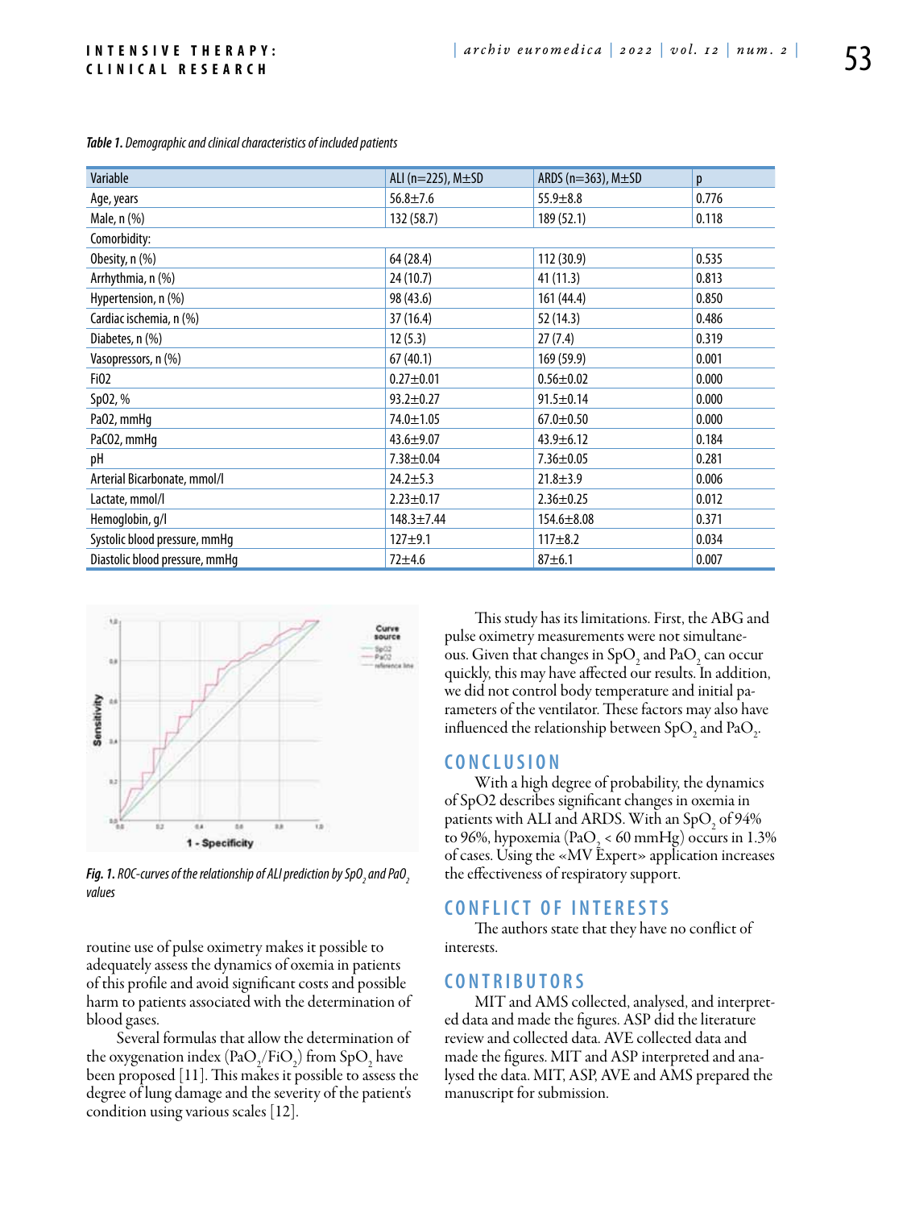*Table 1. Demographic and clinical characteristics of included patients*

| Variable | ALI (n=225), M±SD | ARDS (n=363), M±SD | p |
|---|---|---|---|
| Age, years | 56.8±7.6 | 55.9±8.8 | 0.776 |
| Male, n (%) | 132 (58.7) | 189 (52.1) | 0.118 |
| Comorbidity: | | | |
| Obesity, n (%) | 64 (28.4) | 112 (30.9) | 0.535 |
| Arrhythmia, n (%) | 24 (10.7) | 41 (11.3) | 0.813 |
| Hypertension, n (%) | 98 (43.6) | 161 (44.4) | 0.850 |
| Cardiac ischemia, n (%) | 37 (16.4) | 52 (14.3) | 0.486 |
| Diabetes, n (%) | 12 (5.3) | 27 (7.4) | 0.319 |
| Vasopressors, n (%) | 67 (40.1) | 169 (59.9) | 0.001 |
| Fi02 | 0.27±0.01 | 0.56±0.02 | 0.000 |
| Sp02, % | 93.2±0.27 | 91.5±0.14 | 0.000 |
| Pa02, mmHg | 74.0±1.05 | 67.0±0.50 | 0.000 |
| PaC02, mmHg | 43.6±9.07 | 43.9±6.12 | 0.184 |
| pH | 7.38±0.04 | 7.36±0.05 | 0.281 |
| Arterial Bicarbonate, mmol/l | 24.2±5.3 | 21.8±3.9 | 0.006 |
| Lactate, mmol/l | 2.23±0.17 | 2.36±0.25 | 0.012 |
| Hemoglobin, g/l | 148.3±7.44 | 154.6±8.08 | 0.371 |
| Systolic blood pressure, mmHg | 127±9.1 | 117±8.2 | 0.034 |
| Diastolic blood pressure, mmHg | 72±4.6 | 87±6.1 | 0.007 |

*Fig. 1. ROC-curves of the relationship of ALI prediction by $SpO_2$ and $PaO_2$ values*

routine use of pulse oximetry makes it possible to adequately assess the dynamics of oxemia in patients of this profile and avoid significant costs and possible harm to patients associated with the determination of blood gases.

Several formulas that allow the determination of the oxygenation index ($PaO_2/FiO_2$) from $SpO_2$ have been proposed [11]. This makes it possible to assess the degree of lung damage and the severity of the patient's condition using various scales [12].

This study has its limitations. First, the ABG and pulse oximetry measurements were not simultaneous. Given that changes in $SpO_2$ and $PaO_2$ can occur quickly, this may have affected our results. In addition, we did not control body temperature and initial parameters of the ventilator. These factors may also have influenced the relationship between $SpO_2$ and $PaO_2$.

## CONCLUSION

With a high degree of probability, the dynamics of SpO2 describes significant changes in oxemia in patients with ALI and ARDS. With an $SpO_2$ of 94% to 96%, hypoxemia ($PaO_2$ < 60 mmHg) occurs in 1.3% of cases. Using the «MV Expert» application increases the effectiveness of respiratory support.

## CONFLICT OF INTERESTS

The authors state that they have no conflict of interests.

## CONTRIBUTORS

MIT and AMS collected, analysed, and interpreted data and made the figures. ASP did the literature review and collected data. AVE collected data and made the figures. MIT and ASP interpreted and analysed the data. MIT, ASP, AVE and AMS prepared the manuscript for submission.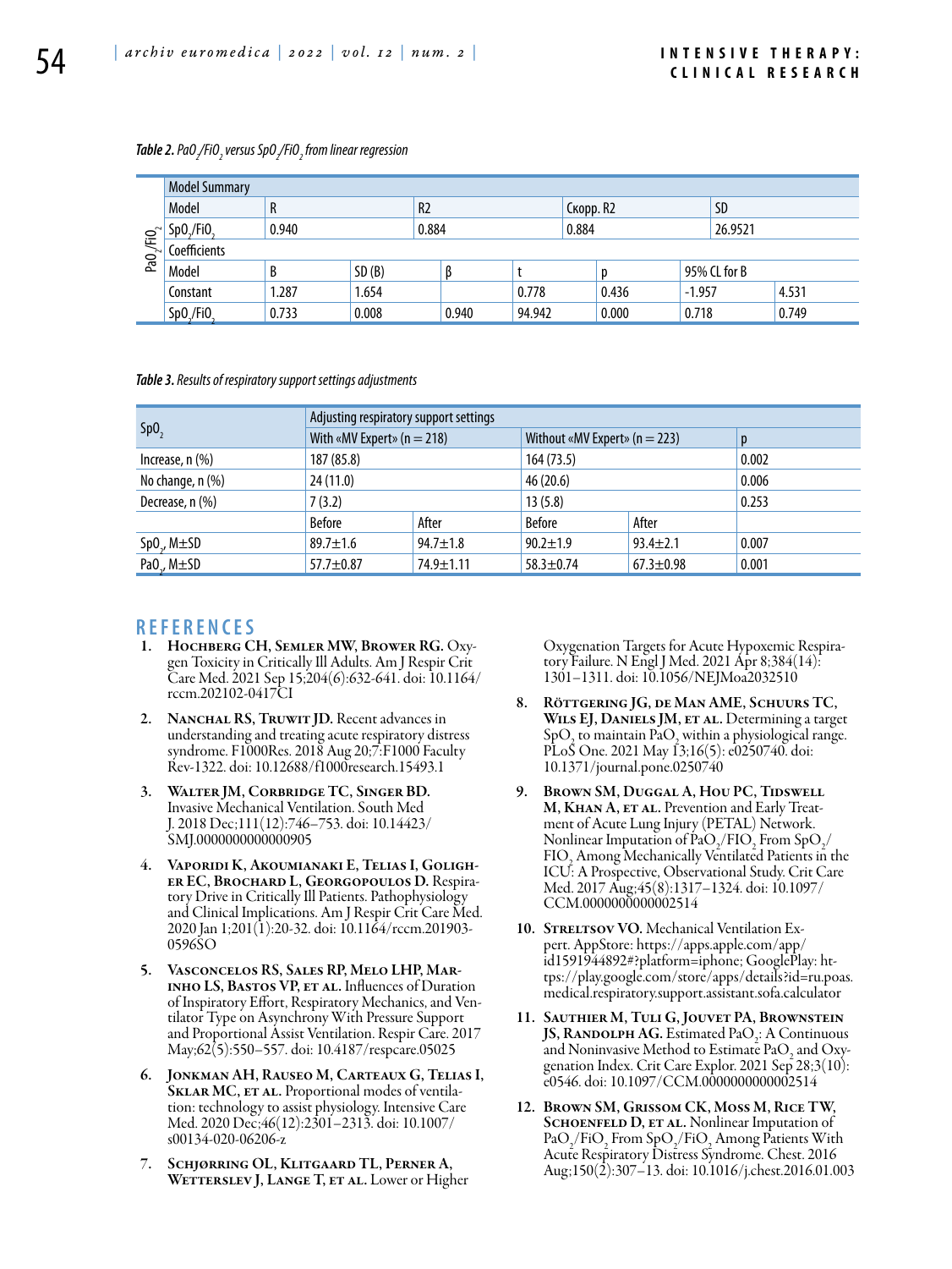*Table 2. $PaO_2/FiO_2$ versus $SpO_2/FiO_2$ from linear regression*

| | Model Summary | | | | | | | |
|---|---|---|---|---|---|---|---|---|
| $PaO_2/FiO_2$ | Model | R | | R2 | | Скорр. R2 | SD | |
| | $SpO_2/FiO_2$ | 0.940 | | 0.884 | | 0.884 | 26.9521 | |
| | Coefficients | | | | | | | |
| | Model | B | SD (B) | β | t | p | 95% CL for B | |
| | Constant | 1.287 | 1.654 | | 0.778 | 0.436 | -1.957 | 4.531 |
| | $SpO_2/FiO_2$ | 0.733 | 0.008 | 0.940 | 94.942 | 0.000 | 0.718 | 0.749 |

*Table 3. Results of respiratory support settings adjustments*

| $SpO_2$ | Adjusting respiratory support settings | | | | |
|---|---|---|---|---|---|
| | With «MV Expert» (n = 218) | | Without «MV Expert» (n = 223) | | p |
| Increase, n (%) | 187 (85.8) | | 164 (73.5) | | 0.002 |
| No change, n (%) | 24 (11.0) | | 46 (20.6) | | 0.006 |
| Decrease, n (%) | 7 (3.2) | | 13 (5.8) | | 0.253 |
| | Before | After | Before | After | |
| $SpO_2$, M±SD | 89.7±1.6 | 94.7±1.8 | 90.2±1.9 | 93.4±2.1 | 0.007 |
| $PaO_2$, M±SD | 57.7±0.87 | 74.9±1.11 | 58.3±0.74 | 67.3±0.98 | 0.001 |

## REFERENCES

1. **Hochberg CH, Semler MW, Brower RG.** Oxygen Toxicity in Critically Ill Adults. Am J Respir Crit Care Med. 2021 Sep 15;204(6):632-641. doi: 10.1164/rccm.202102-0417CI
2. **Nanchal RS, Truwit JD.** Recent advances in understanding and treating acute respiratory distress syndrome. F1000Res. 2018 Aug 20;7:F1000 Faculty Rev-1322. doi: 10.12688/f1000research.15493.1
3. **Walter JM, Corbridge TC, Singer BD.** Invasive Mechanical Ventilation. South Med J. 2018 Dec;111(12):746–753. doi: 10.14423/SMJ.0000000000000905
4. **Vaporidi K, Akoumianaki E, Telias I, Goligher EC, Brochard L, Georgopoulos D.** Respiratory Drive in Critically Ill Patients. Pathophysiology and Clinical Implications. Am J Respir Crit Care Med. 2020 Jan 1;201(1):20-32. doi: 10.1164/rccm.201903-0596SO
5. **Vasconcelos RS, Sales RP, Melo LHP, Marinho LS, Bastos VP, et al.** Influences of Duration of Inspiratory Effort, Respiratory Mechanics, and Ventilator Type on Asynchrony With Pressure Support and Proportional Assist Ventilation. Respir Care. 2017 May;62(5):550–557. doi: 10.4187/respcare.05025
6. **Jonkman AH, Rauseo M, Carteaux G, Telias I, Sklar MC, et al.** Proportional modes of ventilation: technology to assist physiology. Intensive Care Med. 2020 Dec;46(12):2301–2313. doi: 10.1007/s00134-020-06206-z
7. **Schjørring OL, Klitgaard TL, Perner A, Wetterslev J, Lange T, et al.** Lower or Higher Oxygenation Targets for Acute Hypoxemic Respiratory Failure. N Engl J Med. 2021 Apr 8;384(14):1301–1311. doi: 10.1056/NEJMoa2032510
8. **Röttgering JG, de Man AME, Schuurs TC, Wils EJ, Daniels JM, et al.** Determining a target $SpO_2$ to maintain $PaO_2$ within a physiological range. PLoS One. 2021 May 13;16(5): e0250740. doi: 10.1371/journal.pone.0250740
9. **Brown SM, Duggal A, Hou PC, Tidswell M, Khan A, et al.** Prevention and Early Treatment of Acute Lung Injury (PETAL) Network. Nonlinear Imputation of $PaO_2/FIO_2$ From $SpO_2/FIO_2$ Among Mechanically Ventilated Patients in the ICU: A Prospective, Observational Study. Crit Care Med. 2017 Aug;45(8):1317–1324. doi: 10.1097/CCM.0000000000002514
10. **Streltsov VO.** Mechanical Ventilation Expert. AppStore: https://apps.apple.com/app/id1591944892#?platform=iphone; GooglePlay: https://play.google.com/store/apps/details?id=ru.poas.medical.respiratory.support.assistant.sofa.calculator
11. **Sauthier M, Tuli G, Jouvet PA, Brownstein JS, Randolph AG.** Estimated $PaO_2$: A Continuous and Noninvasive Method to Estimate $PaO_2$ and Oxygenation Index. Crit Care Explor. 2021 Sep 28;3(10): e0546. doi: 10.1097/CCM.0000000000002514
12. **Brown SM, Grissom CK, Moss M, Rice TW, Schoenfeld D, et al.** Nonlinear Imputation of $PaO_2/FIO_2$ From $SpO_2/FIO_2$ Among Patients With Acute Respiratory Distress Syndrome. Chest. 2016 Aug;150(2):307–13. doi: 10.1016/j.chest.2016.01.003